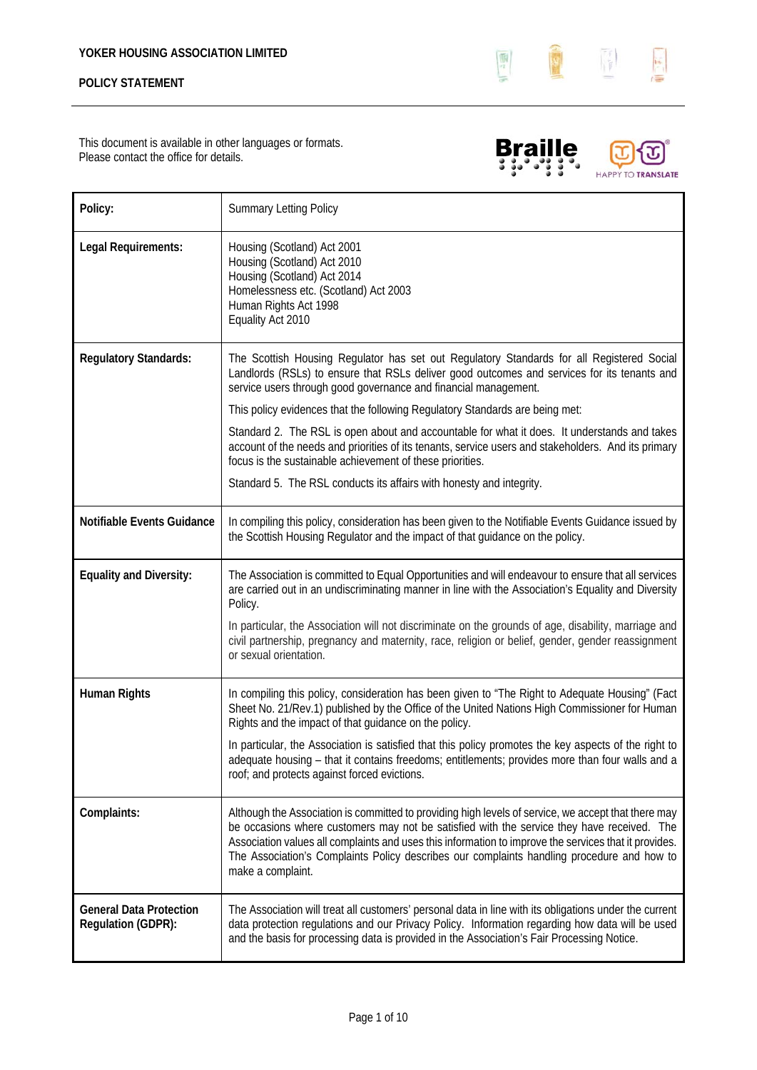**YOKER HOUSING ASSOCIATION LIMITED**

**POLICY STATEMENT**

This document is available in other languages or formats.
Please contact the office for details.

| **Policy:** | Summary Letting Policy |
|---|---|
| **Legal Requirements:** | Housing (Scotland) Act 2001<br>Housing (Scotland) Act 2010<br>Housing (Scotland) Act 2014<br>Homelessness etc. (Scotland) Act 2003<br>Human Rights Act 1998<br>Equality Act 2010 |
| **Regulatory Standards:** | The Scottish Housing Regulator has set out Regulatory Standards for all Registered Social Landlords (RSLs) to ensure that RSLs deliver good outcomes and services for its tenants and service users through good governance and financial management.<br><br>This policy evidences that the following Regulatory Standards are being met:<br><br>Standard 2. The RSL is open about and accountable for what it does. It understands and takes account of the needs and priorities of its tenants, service users and stakeholders. And its primary focus is the sustainable achievement of these priorities.<br><br>Standard 5. The RSL conducts its affairs with honesty and integrity. |
| **Notifiable Events Guidance** | In compiling this policy, consideration has been given to the Notifiable Events Guidance issued by the Scottish Housing Regulator and the impact of that guidance on the policy. |
| **Equality and Diversity:** | The Association is committed to Equal Opportunities and will endeavour to ensure that all services are carried out in an undiscriminating manner in line with the Association's Equality and Diversity Policy.<br><br>In particular, the Association will not discriminate on the grounds of age, disability, marriage and civil partnership, pregnancy and maternity, race, religion or belief, gender, gender reassignment or sexual orientation. |
| **Human Rights** | In compiling this policy, consideration has been given to "The Right to Adequate Housing" (Fact Sheet No. 21/Rev.1) published by the Office of the United Nations High Commissioner for Human Rights and the impact of that guidance on the policy.<br><br>In particular, the Association is satisfied that this policy promotes the key aspects of the right to adequate housing – that it contains freedoms; entitlements; provides more than four walls and a roof; and protects against forced evictions. |
| **Complaints:** | Although the Association is committed to providing high levels of service, we accept that there may be occasions where customers may not be satisfied with the service they have received. The Association values all complaints and uses this information to improve the services that it provides. The Association's Complaints Policy describes our complaints handling procedure and how to make a complaint. |
| **General Data Protection Regulation (GDPR):** | The Association will treat all customers' personal data in line with its obligations under the current data protection regulations and our Privacy Policy. Information regarding how data will be used and the basis for processing data is provided in the Association's Fair Processing Notice. |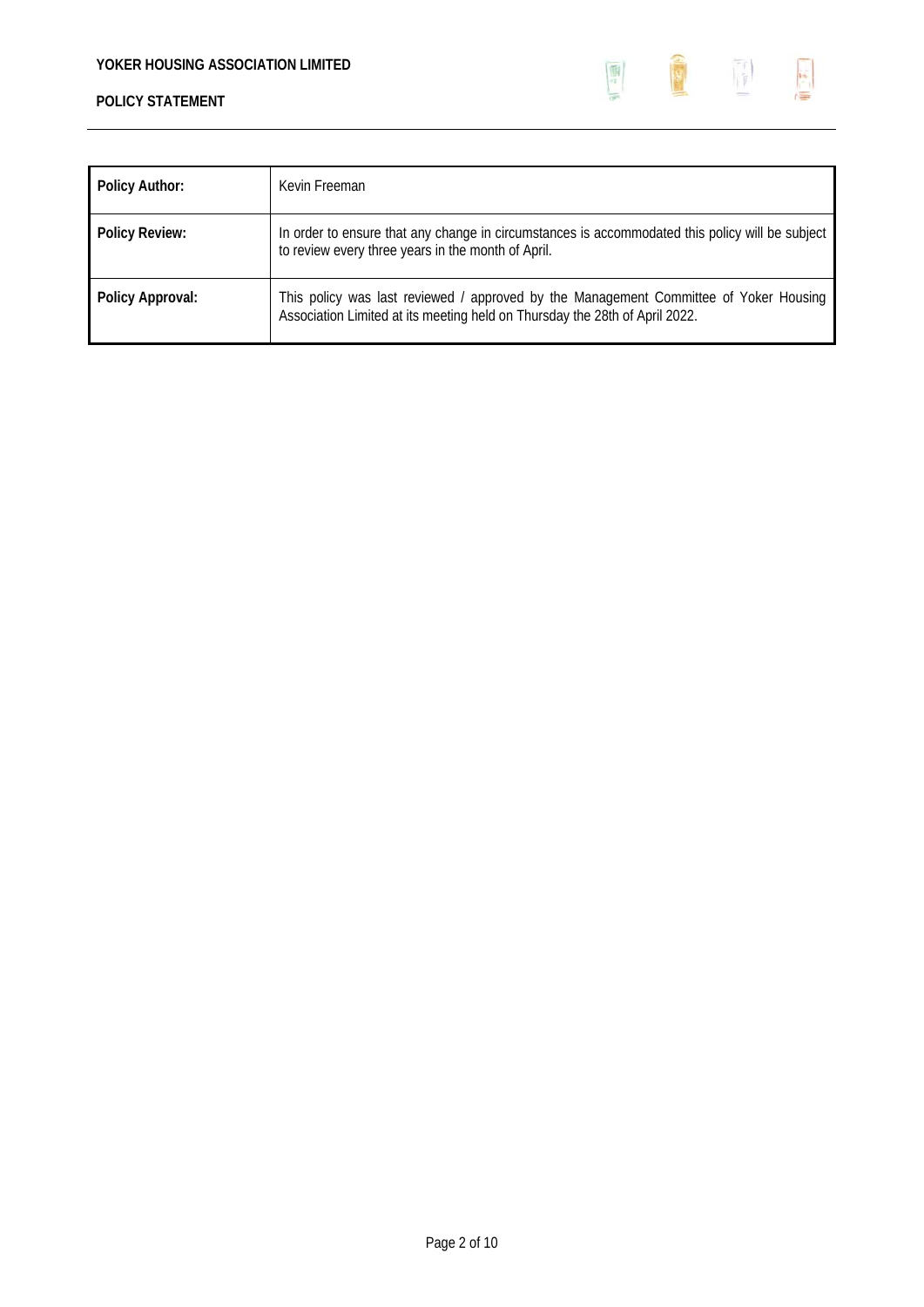| Policy Author: | Kevin Freeman |
|---|---|
| Policy Review: | In order to ensure that any change in circumstances is accommodated this policy will be subject to review every three years in the month of April. |
| Policy Approval: | This policy was last reviewed / approved by the Management Committee of Yoker Housing Association Limited at its meeting held on Thursday the 28th of April 2022. |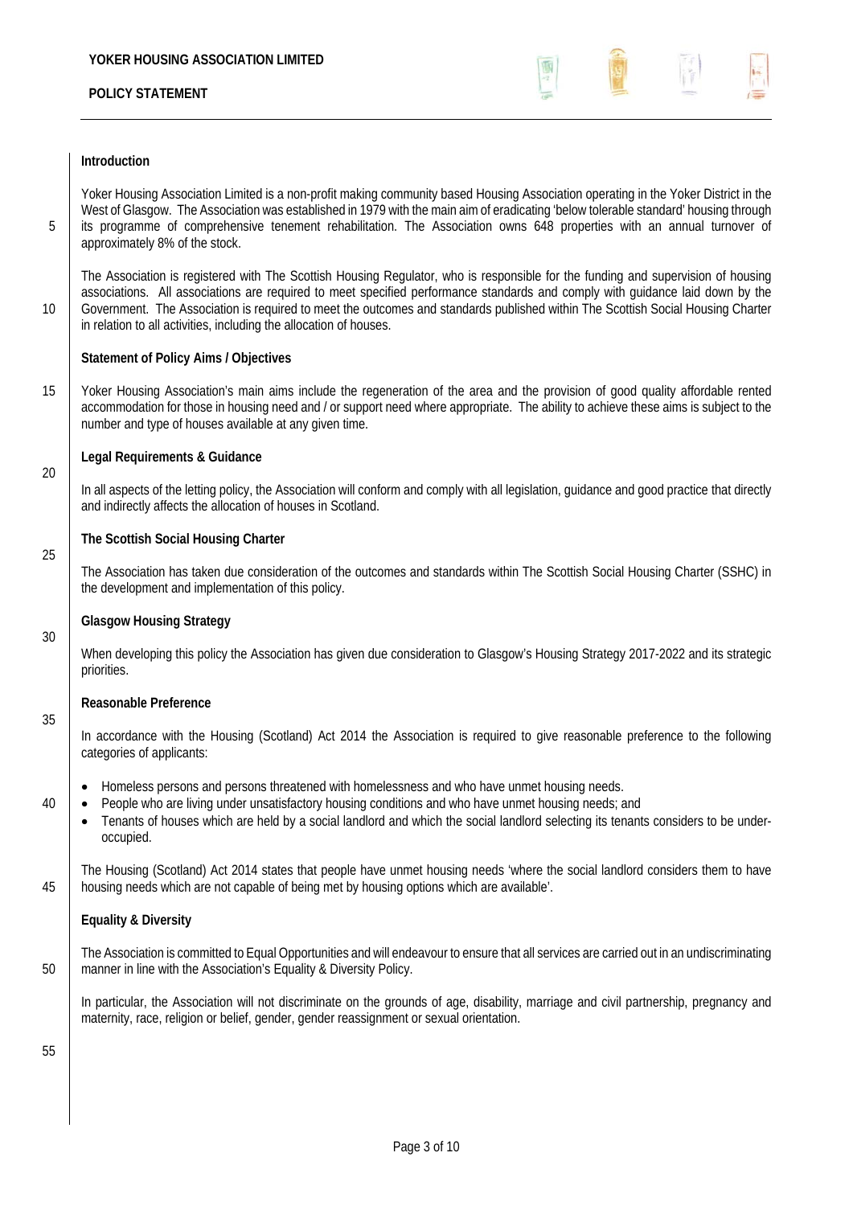## Introduction

Yoker Housing Association Limited is a non-profit making community based Housing Association operating in the Yoker District in the West of Glasgow. The Association was established in 1979 with the main aim of eradicating 'below tolerable standard' housing through its programme of comprehensive tenement rehabilitation. The Association owns 648 properties with an annual turnover of approximately 8% of the stock.

The Association is registered with The Scottish Housing Regulator, who is responsible for the funding and supervision of housing associations. All associations are required to meet specified performance standards and comply with guidance laid down by the Government. The Association is required to meet the outcomes and standards published within The Scottish Social Housing Charter in relation to all activities, including the allocation of houses.

## Statement of Policy Aims / Objectives

Yoker Housing Association's main aims include the regeneration of the area and the provision of good quality affordable rented accommodation for those in housing need and / or support need where appropriate. The ability to achieve these aims is subject to the number and type of houses available at any given time.

## Legal Requirements & Guidance

In all aspects of the letting policy, the Association will conform and comply with all legislation, guidance and good practice that directly and indirectly affects the allocation of houses in Scotland.

## The Scottish Social Housing Charter

The Association has taken due consideration of the outcomes and standards within The Scottish Social Housing Charter (SSHC) in the development and implementation of this policy.

## Glasgow Housing Strategy

When developing this policy the Association has given due consideration to Glasgow's Housing Strategy 2017-2022 and its strategic priorities.

## Reasonable Preference

In accordance with the Housing (Scotland) Act 2014 the Association is required to give reasonable preference to the following categories of applicants:

- Homeless persons and persons threatened with homelessness and who have unmet housing needs.
- People who are living under unsatisfactory housing conditions and who have unmet housing needs; and
- Tenants of houses which are held by a social landlord and which the social landlord selecting its tenants considers to be under-occupied.

The Housing (Scotland) Act 2014 states that people have unmet housing needs 'where the social landlord considers them to have housing needs which are not capable of being met by housing options which are available'.

## Equality & Diversity

The Association is committed to Equal Opportunities and will endeavour to ensure that all services are carried out in an undiscriminating manner in line with the Association's Equality & Diversity Policy.

In particular, the Association will not discriminate on the grounds of age, disability, marriage and civil partnership, pregnancy and maternity, race, religion or belief, gender, gender reassignment or sexual orientation.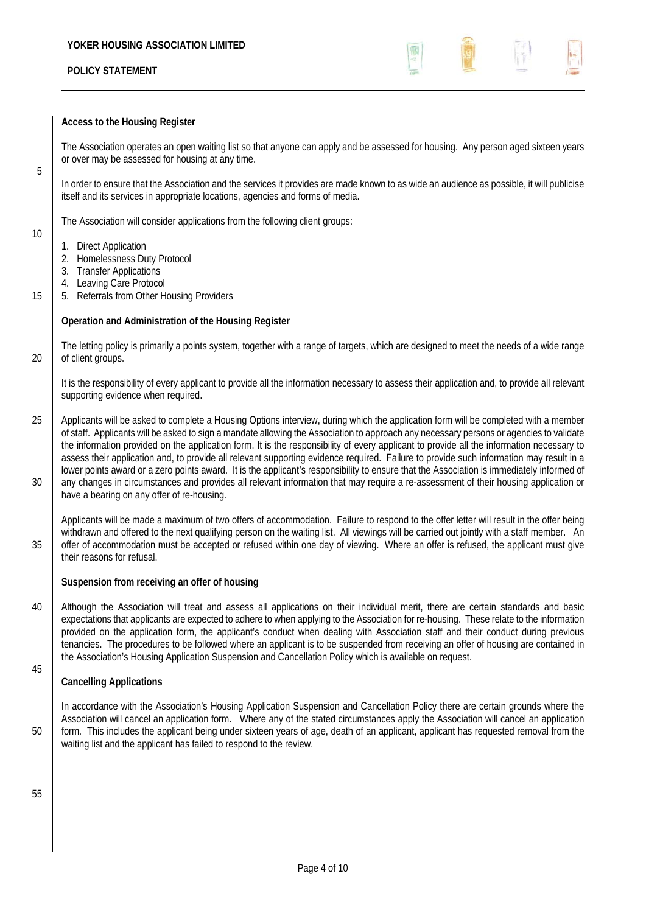## Access to the Housing Register

The Association operates an open waiting list so that anyone can apply and be assessed for housing. Any person aged sixteen years or over may be assessed for housing at any time.

In order to ensure that the Association and the services it provides are made known to as wide an audience as possible, it will publicise itself and its services in appropriate locations, agencies and forms of media.

The Association will consider applications from the following client groups:

1. Direct Application
2. Homelessness Duty Protocol
3. Transfer Applications
4. Leaving Care Protocol
5. Referrals from Other Housing Providers

## Operation and Administration of the Housing Register

The letting policy is primarily a points system, together with a range of targets, which are designed to meet the needs of a wide range of client groups.

It is the responsibility of every applicant to provide all the information necessary to assess their application and, to provide all relevant supporting evidence when required.

Applicants will be asked to complete a Housing Options interview, during which the application form will be completed with a member of staff. Applicants will be asked to sign a mandate allowing the Association to approach any necessary persons or agencies to validate the information provided on the application form. It is the responsibility of every applicant to provide all the information necessary to assess their application and, to provide all relevant supporting evidence required. Failure to provide such information may result in a lower points award or a zero points award. It is the applicant's responsibility to ensure that the Association is immediately informed of any changes in circumstances and provides all relevant information that may require a re-assessment of their housing application or have a bearing on any offer of re-housing.

Applicants will be made a maximum of two offers of accommodation. Failure to respond to the offer letter will result in the offer being withdrawn and offered to the next qualifying person on the waiting list. All viewings will be carried out jointly with a staff member. An offer of accommodation must be accepted or refused within one day of viewing. Where an offer is refused, the applicant must give their reasons for refusal.

## Suspension from receiving an offer of housing

Although the Association will treat and assess all applications on their individual merit, there are certain standards and basic expectations that applicants are expected to adhere to when applying to the Association for re-housing. These relate to the information provided on the application form, the applicant's conduct when dealing with Association staff and their conduct during previous tenancies. The procedures to be followed where an applicant is to be suspended from receiving an offer of housing are contained in the Association's Housing Application Suspension and Cancellation Policy which is available on request.

## Cancelling Applications

In accordance with the Association's Housing Application Suspension and Cancellation Policy there are certain grounds where the Association will cancel an application form. Where any of the stated circumstances apply the Association will cancel an application form. This includes the applicant being under sixteen years of age, death of an applicant, applicant has requested removal from the waiting list and the applicant has failed to respond to the review.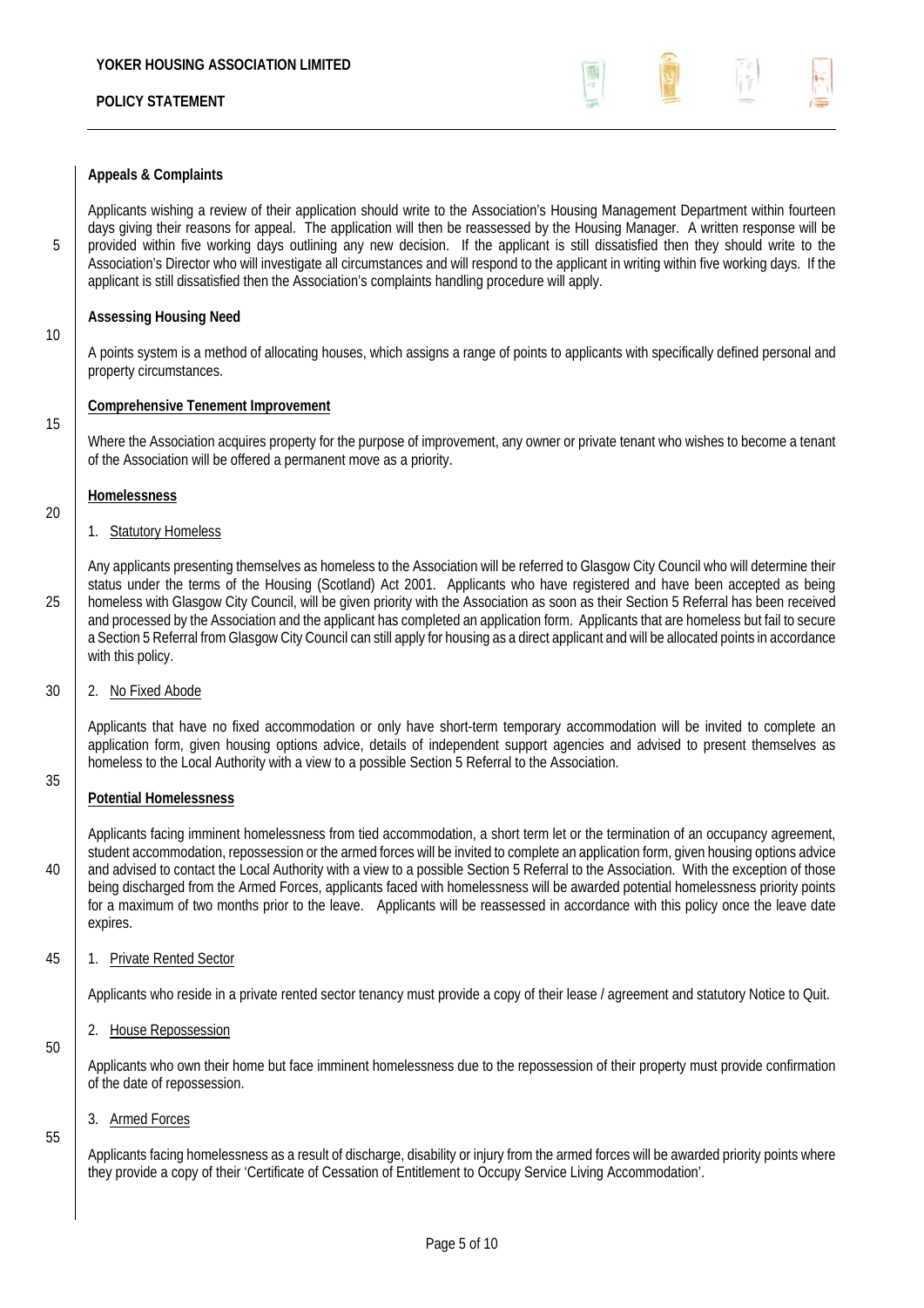**Appeals & Complaints**

Applicants wishing a review of their application should write to the Association's Housing Management Department within fourteen days giving their reasons for appeal. The application will then be reassessed by the Housing Manager. A written response will be provided within five working days outlining any new decision. If the applicant is still dissatisfied then they should write to the Association's Director who will investigate all circumstances and will respond to the applicant in writing within five working days. If the applicant is still dissatisfied then the Association's complaints handling procedure will apply.

**Assessing Housing Need**

A points system is a method of allocating houses, which assigns a range of points to applicants with specifically defined personal and property circumstances.

**Comprehensive Tenement Improvement**

Where the Association acquires property for the purpose of improvement, any owner or private tenant who wishes to become a tenant of the Association will be offered a permanent move as a priority.

**Homelessness**

1. Statutory Homeless

Any applicants presenting themselves as homeless to the Association will be referred to Glasgow City Council who will determine their status under the terms of the Housing (Scotland) Act 2001. Applicants who have registered and have been accepted as being homeless with Glasgow City Council, will be given priority with the Association as soon as their Section 5 Referral has been received and processed by the Association and the applicant has completed an application form. Applicants that are homeless but fail to secure a Section 5 Referral from Glasgow City Council can still apply for housing as a direct applicant and will be allocated points in accordance with this policy.

2. No Fixed Abode

Applicants that have no fixed accommodation or only have short-term temporary accommodation will be invited to complete an application form, given housing options advice, details of independent support agencies and advised to present themselves as homeless to the Local Authority with a view to a possible Section 5 Referral to the Association.

**Potential Homelessness**

Applicants facing imminent homelessness from tied accommodation, a short term let or the termination of an occupancy agreement, student accommodation, repossession or the armed forces will be invited to complete an application form, given housing options advice and advised to contact the Local Authority with a view to a possible Section 5 Referral to the Association. With the exception of those being discharged from the Armed Forces, applicants faced with homelessness will be awarded potential homelessness priority points for a maximum of two months prior to the leave. Applicants will be reassessed in accordance with this policy once the leave date expires.

1. Private Rented Sector

Applicants who reside in a private rented sector tenancy must provide a copy of their lease / agreement and statutory Notice to Quit.

2. House Repossession

Applicants who own their home but face imminent homelessness due to the repossession of their property must provide confirmation of the date of repossession.

3. Armed Forces

Applicants facing homelessness as a result of discharge, disability or injury from the armed forces will be awarded priority points where they provide a copy of their 'Certificate of Cessation of Entitlement to Occupy Service Living Accommodation'.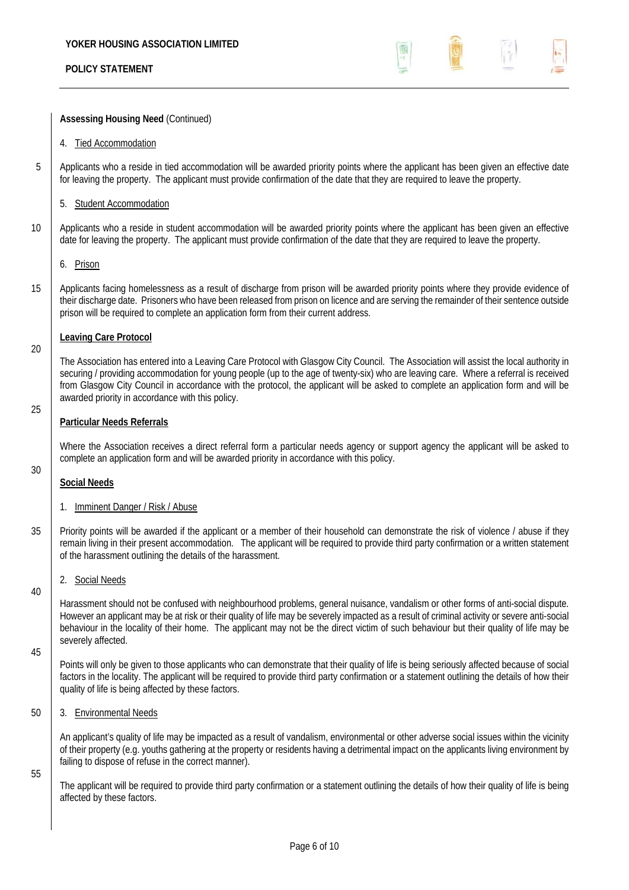**Assessing Housing Need** (Continued)

4. Tied Accommodation

Applicants who a reside in tied accommodation will be awarded priority points where the applicant has been given an effective date for leaving the property. The applicant must provide confirmation of the date that they are required to leave the property.

5. Student Accommodation

Applicants who a reside in student accommodation will be awarded priority points where the applicant has been given an effective date for leaving the property. The applicant must provide confirmation of the date that they are required to leave the property.

6. Prison

Applicants facing homelessness as a result of discharge from prison will be awarded priority points where they provide evidence of their discharge date. Prisoners who have been released from prison on licence and are serving the remainder of their sentence outside prison will be required to complete an application form from their current address.

**Leaving Care Protocol**

The Association has entered into a Leaving Care Protocol with Glasgow City Council. The Association will assist the local authority in securing / providing accommodation for young people (up to the age of twenty-six) who are leaving care. Where a referral is received from Glasgow City Council in accordance with the protocol, the applicant will be asked to complete an application form and will be awarded priority in accordance with this policy.

**Particular Needs Referrals**

Where the Association receives a direct referral form a particular needs agency or support agency the applicant will be asked to complete an application form and will be awarded priority in accordance with this policy.

**Social Needs**

1. Imminent Danger / Risk / Abuse

Priority points will be awarded if the applicant or a member of their household can demonstrate the risk of violence / abuse if they remain living in their present accommodation. The applicant will be required to provide third party confirmation or a written statement of the harassment outlining the details of the harassment.

2. Social Needs

Harassment should not be confused with neighbourhood problems, general nuisance, vandalism or other forms of anti-social dispute. However an applicant may be at risk or their quality of life may be severely impacted as a result of criminal activity or severe anti-social behaviour in the locality of their home. The applicant may not be the direct victim of such behaviour but their quality of life may be severely affected.

Points will only be given to those applicants who can demonstrate that their quality of life is being seriously affected because of social factors in the locality. The applicant will be required to provide third party confirmation or a statement outlining the details of how their quality of life is being affected by these factors.

3. Environmental Needs

An applicant's quality of life may be impacted as a result of vandalism, environmental or other adverse social issues within the vicinity of their property (e.g. youths gathering at the property or residents having a detrimental impact on the applicants living environment by failing to dispose of refuse in the correct manner).

The applicant will be required to provide third party confirmation or a statement outlining the details of how their quality of life is being affected by these factors.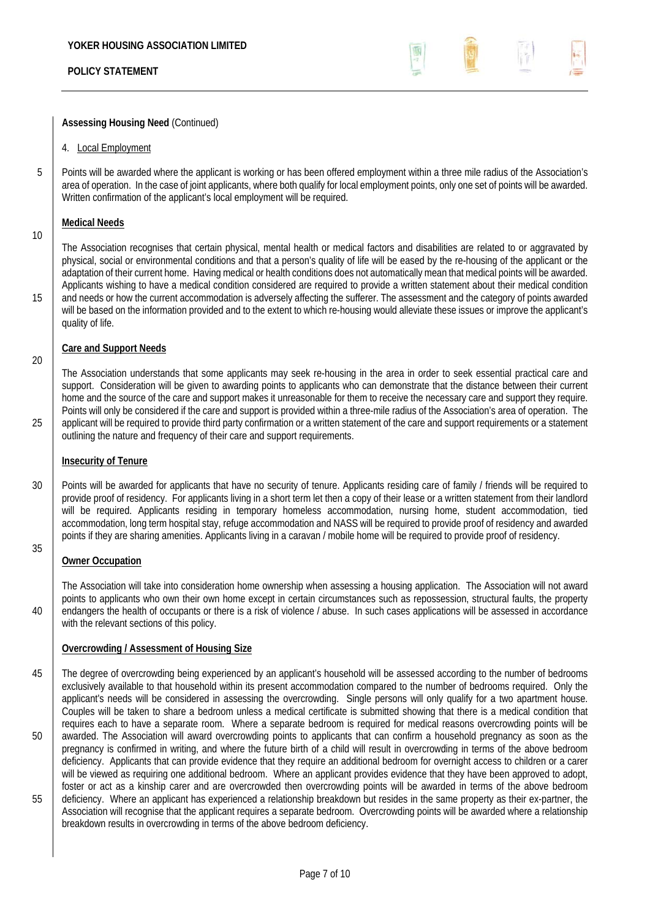**Assessing Housing Need** (Continued)

4. Local Employment

Points will be awarded where the applicant is working or has been offered employment within a three mile radius of the Association's area of operation. In the case of joint applicants, where both qualify for local employment points, only one set of points will be awarded. Written confirmation of the applicant's local employment will be required.

**Medical Needs**

The Association recognises that certain physical, mental health or medical factors and disabilities are related to or aggravated by physical, social or environmental conditions and that a person's quality of life will be eased by the re-housing of the applicant or the adaptation of their current home. Having medical or health conditions does not automatically mean that medical points will be awarded. Applicants wishing to have a medical condition considered are required to provide a written statement about their medical condition and needs or how the current accommodation is adversely affecting the sufferer. The assessment and the category of points awarded will be based on the information provided and to the extent to which re-housing would alleviate these issues or improve the applicant's quality of life.

**Care and Support Needs**

The Association understands that some applicants may seek re-housing in the area in order to seek essential practical care and support. Consideration will be given to awarding points to applicants who can demonstrate that the distance between their current home and the source of the care and support makes it unreasonable for them to receive the necessary care and support they require. Points will only be considered if the care and support is provided within a three-mile radius of the Association's area of operation. The applicant will be required to provide third party confirmation or a written statement of the care and support requirements or a statement outlining the nature and frequency of their care and support requirements.

**Insecurity of Tenure**

Points will be awarded for applicants that have no security of tenure. Applicants residing care of family / friends will be required to provide proof of residency. For applicants living in a short term let then a copy of their lease or a written statement from their landlord will be required. Applicants residing in temporary homeless accommodation, nursing home, student accommodation, tied accommodation, long term hospital stay, refuge accommodation and NASS will be required to provide proof of residency and awarded points if they are sharing amenities. Applicants living in a caravan / mobile home will be required to provide proof of residency.

**Owner Occupation**

The Association will take into consideration home ownership when assessing a housing application. The Association will not award points to applicants who own their own home except in certain circumstances such as repossession, structural faults, the property endangers the health of occupants or there is a risk of violence / abuse. In such cases applications will be assessed in accordance with the relevant sections of this policy.

**Overcrowding / Assessment of Housing Size**

The degree of overcrowding being experienced by an applicant's household will be assessed according to the number of bedrooms exclusively available to that household within its present accommodation compared to the number of bedrooms required. Only the applicant's needs will be considered in assessing the overcrowding. Single persons will only qualify for a two apartment house. Couples will be taken to share a bedroom unless a medical certificate is submitted showing that there is a medical condition that requires each to have a separate room. Where a separate bedroom is required for medical reasons overcrowding points will be awarded. The Association will award overcrowding points to applicants that can confirm a household pregnancy as soon as the pregnancy is confirmed in writing, and where the future birth of a child will result in overcrowding in terms of the above bedroom deficiency. Applicants that can provide evidence that they require an additional bedroom for overnight access to children or a carer will be viewed as requiring one additional bedroom. Where an applicant provides evidence that they have been approved to adopt, foster or act as a kinship carer and are overcrowded then overcrowding points will be awarded in terms of the above bedroom deficiency. Where an applicant has experienced a relationship breakdown but resides in the same property as their ex-partner, the Association will recognise that the applicant requires a separate bedroom. Overcrowding points will be awarded where a relationship breakdown results in overcrowding in terms of the above bedroom deficiency.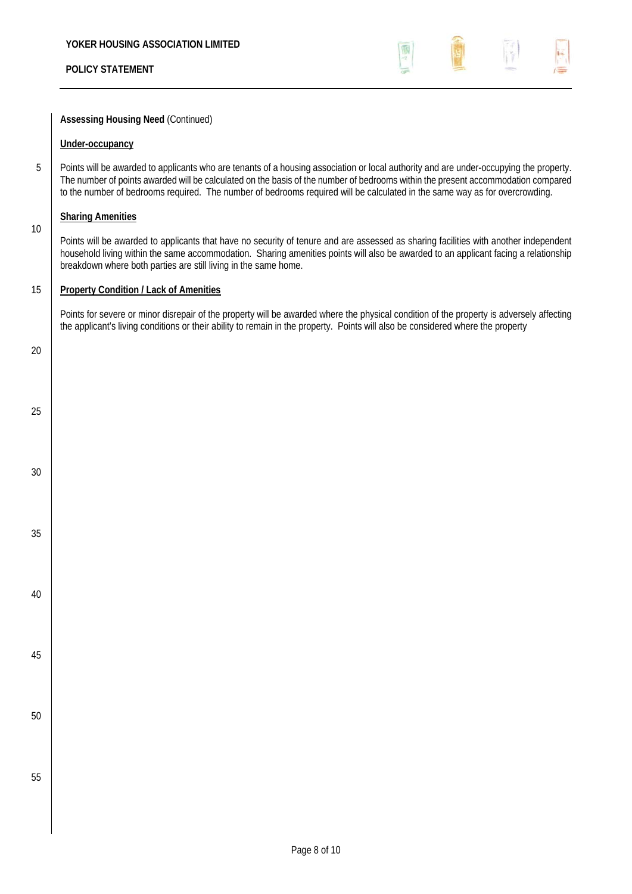**Assessing Housing Need** (Continued)

**Under-occupancy**

Points will be awarded to applicants who are tenants of a housing association or local authority and are under-occupying the property. The number of points awarded will be calculated on the basis of the number of bedrooms within the present accommodation compared to the number of bedrooms required. The number of bedrooms required will be calculated in the same way as for overcrowding.

**Sharing Amenities**

Points will be awarded to applicants that have no security of tenure and are assessed as sharing facilities with another independent household living within the same accommodation. Sharing amenities points will also be awarded to an applicant facing a relationship breakdown where both parties are still living in the same home.

**Property Condition / Lack of Amenities**

Points for severe or minor disrepair of the property will be awarded where the physical condition of the property is adversely affecting the applicant's living conditions or their ability to remain in the property. Points will also be considered where the property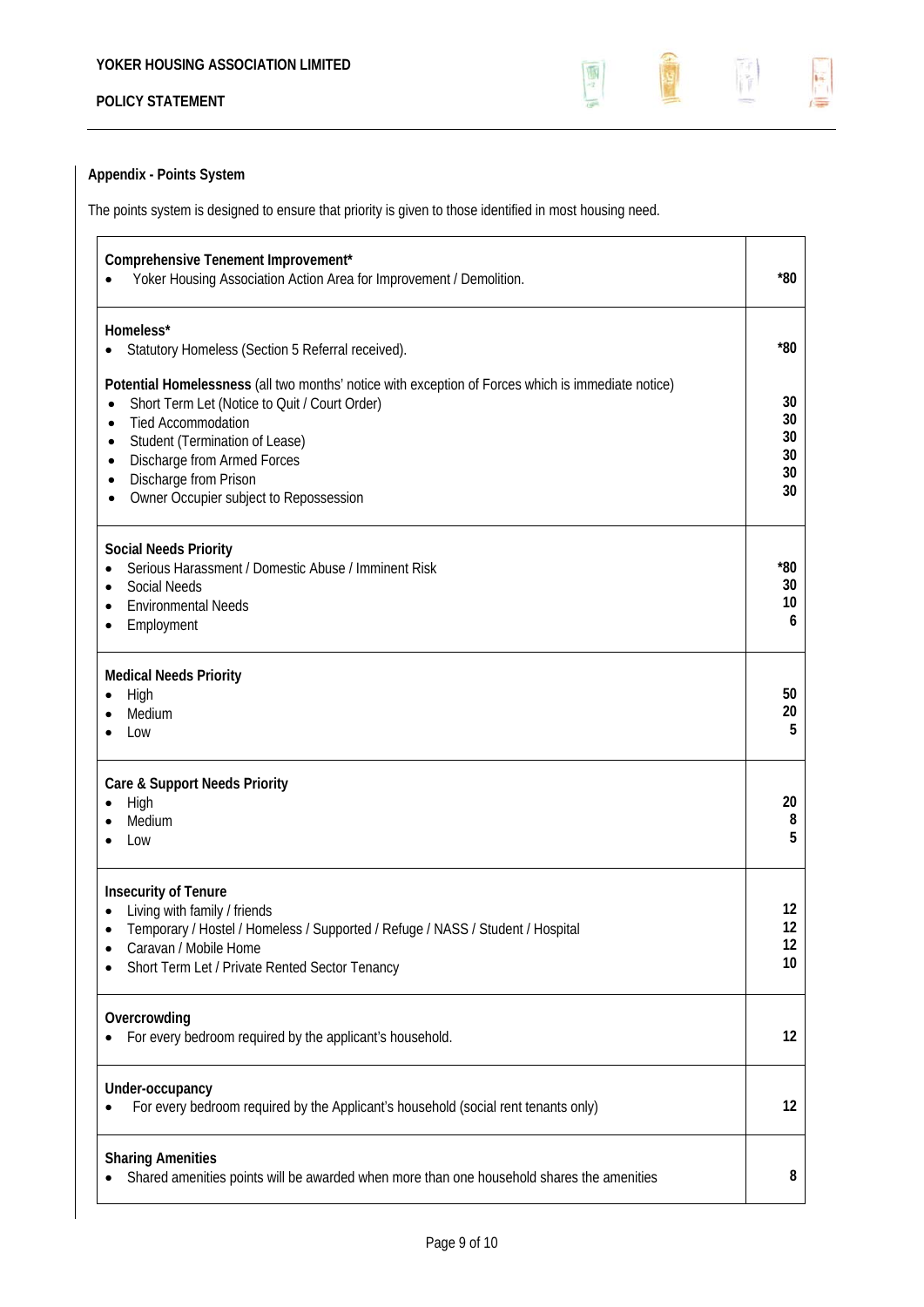## Appendix - Points System

The points system is designed to ensure that priority is given to those identified in most housing need.

| Category | Points |
| --- | --- |
| **Comprehensive Tenement Improvement*** | |
| • Yoker Housing Association Action Area for Improvement / Demolition. | *80 |
| **Homeless*** | |
| • Statutory Homeless (Section 5 Referral received). | *80 |
| **Potential Homelessness** (all two months' notice with exception of Forces which is immediate notice) | |
| • Short Term Let (Notice to Quit / Court Order) | 30 |
| • Tied Accommodation | 30 |
| • Student (Termination of Lease) | 30 |
| • Discharge from Armed Forces | 30 |
| • Discharge from Prison | 30 |
| • Owner Occupier subject to Repossession | 30 |
| **Social Needs Priority** | |
| • Serious Harassment / Domestic Abuse / Imminent Risk | *80 |
| • Social Needs | 30 |
| • Environmental Needs | 10 |
| • Employment | 6 |
| **Medical Needs Priority** | |
| • High | 50 |
| • Medium | 20 |
| • Low | 5 |
| **Care & Support Needs Priority** | |
| • High | 20 |
| • Medium | 8 |
| • Low | 5 |
| **Insecurity of Tenure** | |
| • Living with family / friends | 12 |
| • Temporary / Hostel / Homeless / Supported / Refuge / NASS / Student / Hospital | 12 |
| • Caravan / Mobile Home | 12 |
| • Short Term Let / Private Rented Sector Tenancy | 10 |
| **Overcrowding** | |
| • For every bedroom required by the applicant's household. | 12 |
| **Under-occupancy** | |
| • For every bedroom required by the Applicant's household (social rent tenants only) | 12 |
| **Sharing Amenities** | |
| • Shared amenities points will be awarded when more than one household shares the amenities | 8 |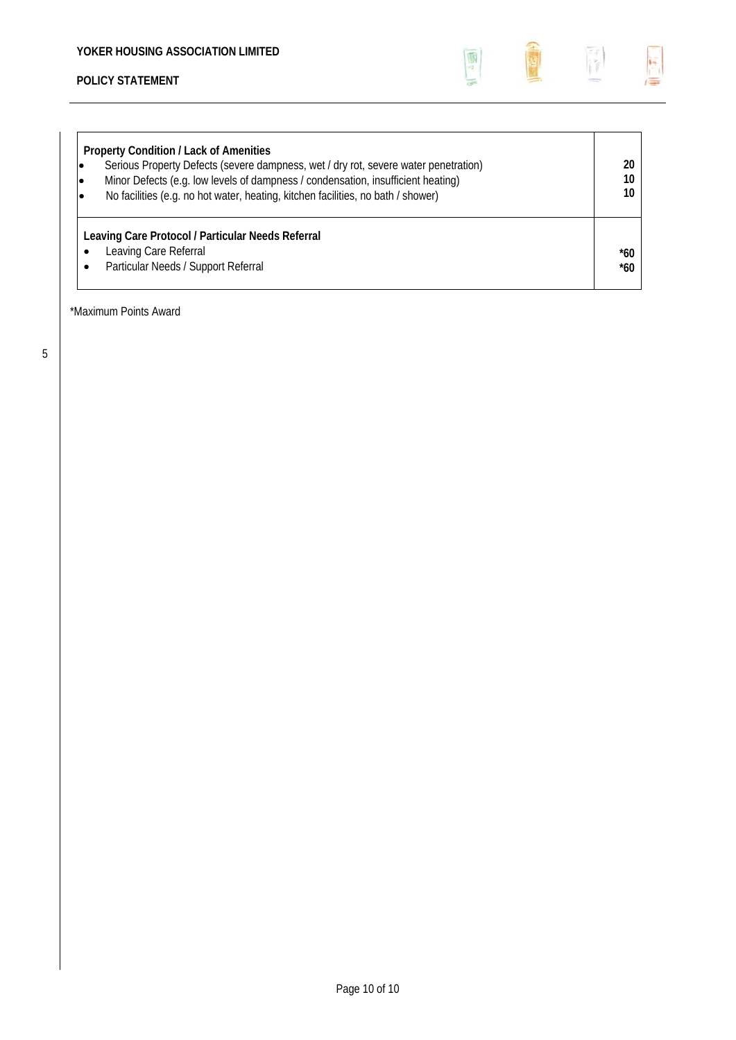| | |
|---|---|
| **Property Condition / Lack of Amenities** | |
| • Serious Property Defects (severe dampness, wet / dry rot, severe water penetration) | **20** |
| • Minor Defects (e.g. low levels of dampness / condensation, insufficient heating) | **10** |
| • No facilities (e.g. no hot water, heating, kitchen facilities, no bath / shower) | **10** |
| **Leaving Care Protocol / Particular Needs Referral** | |
| • Leaving Care Referral | ***60** |
| • Particular Needs / Support Referral | ***60** |

*Maximum Points Award

5